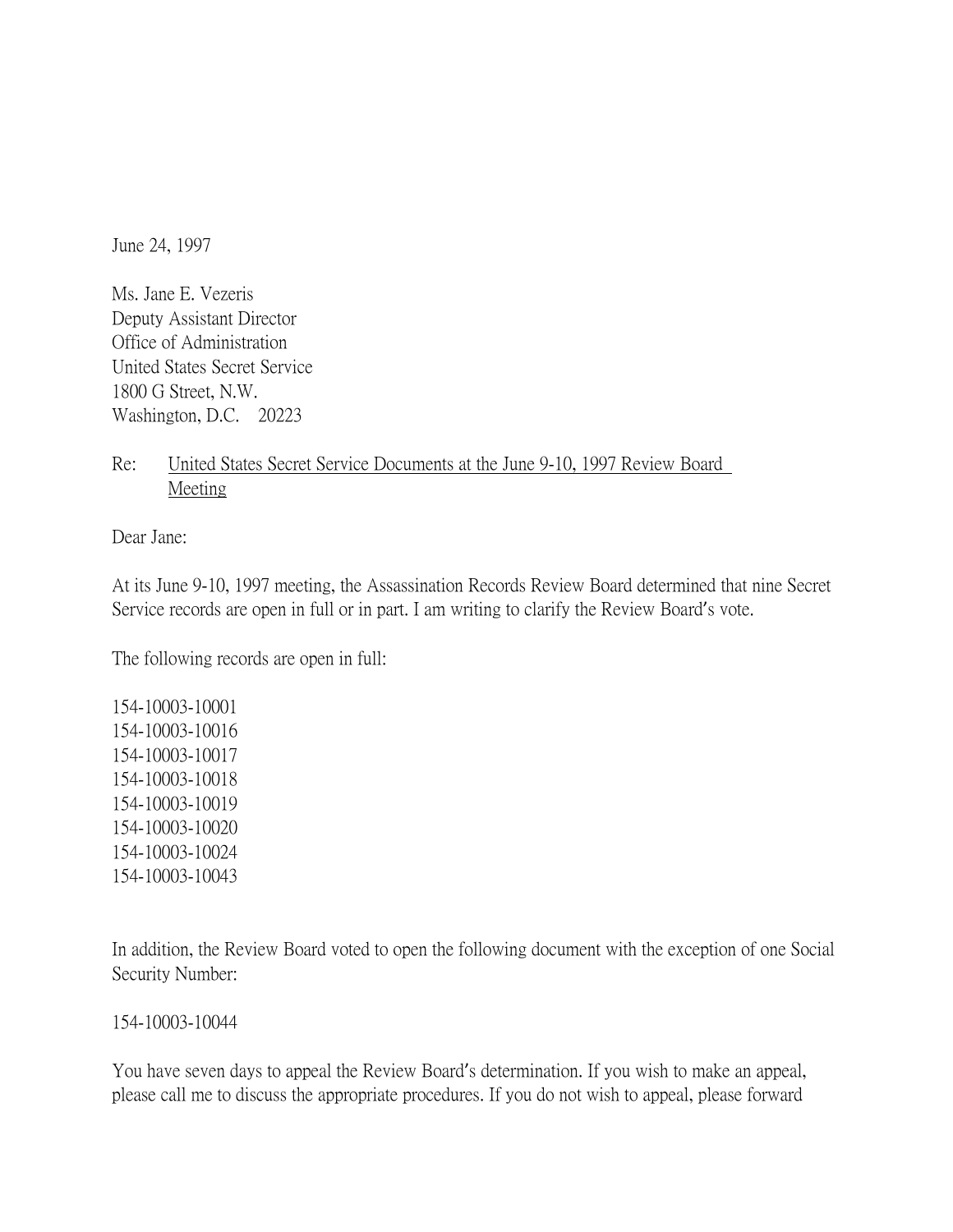June 24, 1997

Ms. Jane E. Vezeris
Deputy Assistant Director
Office of Administration
United States Secret Service
1800 G Street, N.W.
Washington, D.C. 20223

Re: <u>United States Secret Service Documents at the June 9-10, 1997 Review Board Meeting</u>

Dear Jane:

At its June 9-10, 1997 meeting, the Assassination Records Review Board determined that nine Secret Service records are open in full or in part. I am writing to clarify the Review Board's vote.

The following records are open in full:

154-10003-10001
154-10003-10016
154-10003-10017
154-10003-10018
154-10003-10019
154-10003-10020
154-10003-10024
154-10003-10043

In addition, the Review Board voted to open the following document with the exception of one Social Security Number:

154-10003-10044

You have seven days to appeal the Review Board's determination. If you wish to make an appeal, please call me to discuss the appropriate procedures. If you do not wish to appeal, please forward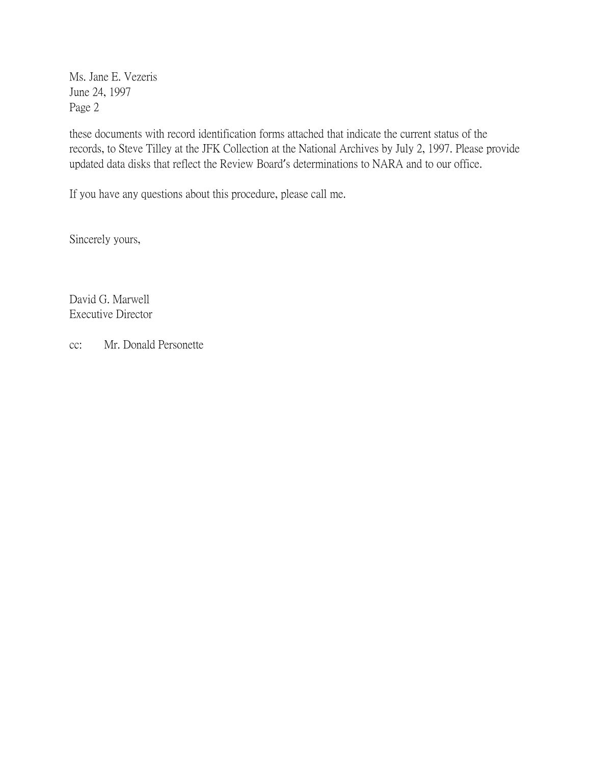Ms. Jane E. Vezeris
June 24, 1997
Page 2

these documents with record identification forms attached that indicate the current status of the records, to Steve Tilley at the JFK Collection at the National Archives by July 2, 1997. Please provide updated data disks that reflect the Review Board's determinations to NARA and to our office.

If you have any questions about this procedure, please call me.

Sincerely yours,

David G. Marwell
Executive Director

cc: Mr. Donald Personette